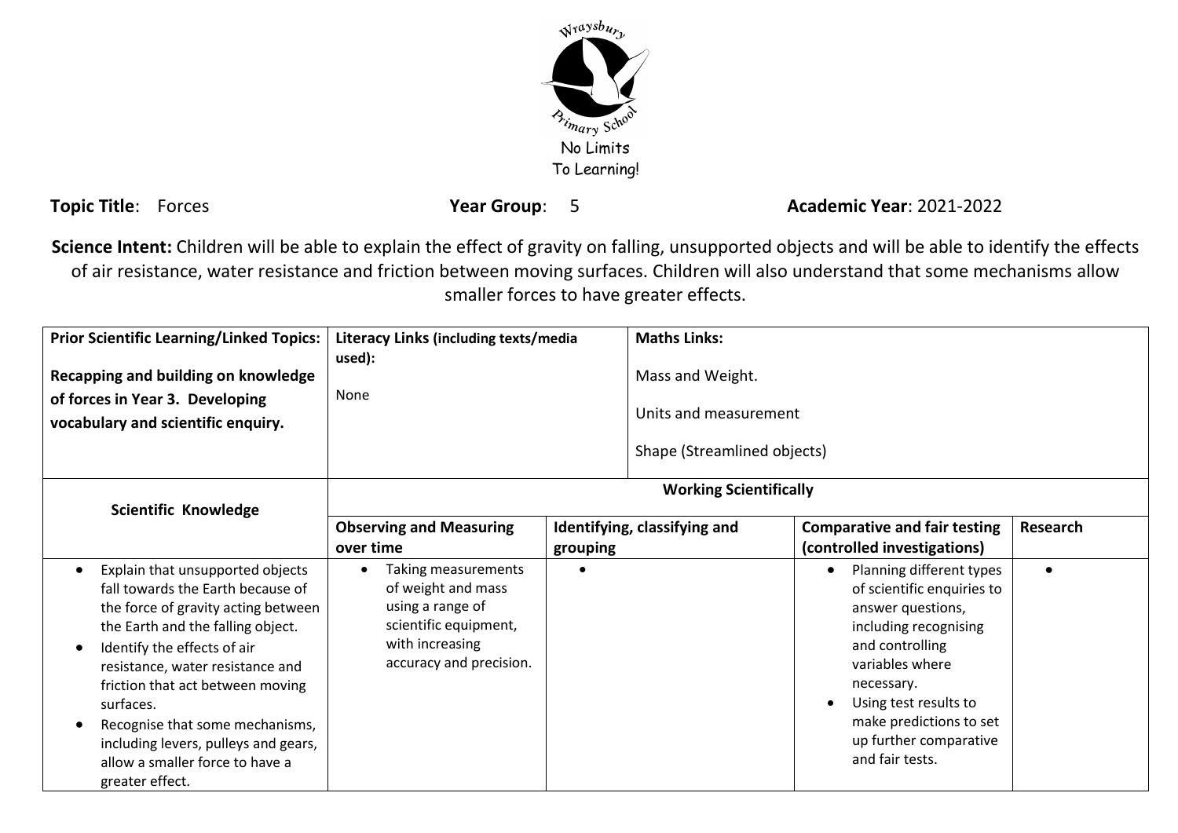Wraysbury Primary School

No Limits To Learning!

**Topic Title**: Forces **Year Group**: 5 **Academic Year**: 2021-2022

**Science Intent:** Children will be able to explain the effect of gravity on falling, unsupported objects and will be able to identify the effects of air resistance, water resistance and friction between moving surfaces. Children will also understand that some mechanisms allow smaller forces to have greater effects.

| **Prior Scientific Learning/Linked Topics:** | **Literacy Links (including texts/media used):** | **Maths Links:** |
|---|---|---|
| **Recapping and building on knowledge of forces in Year 3. Developing vocabulary and scientific enquiry.** | None | Mass and Weight.<br>Units and measurement<br>Shape (Streamlined objects) |

| **Scientific Knowledge** | **Working Scientifically** | | | |
|---|---|---|---|---|
| | **Observing and Measuring over time** | **Identifying, classifying and grouping** | **Comparative and fair testing (controlled investigations)** | **Research** |
| • Explain that unsupported objects fall towards the Earth because of the force of gravity acting between the Earth and the falling object.<br>• Identify the effects of air resistance, water resistance and friction that act between moving surfaces.<br>• Recognise that some mechanisms, including levers, pulleys and gears, allow a smaller force to have a greater effect. | • Taking measurements of weight and mass using a range of scientific equipment, with increasing accuracy and precision. | • | • Planning different types of scientific enquiries to answer questions, including recognising and controlling variables where necessary.<br>• Using test results to make predictions to set up further comparative and fair tests. | • |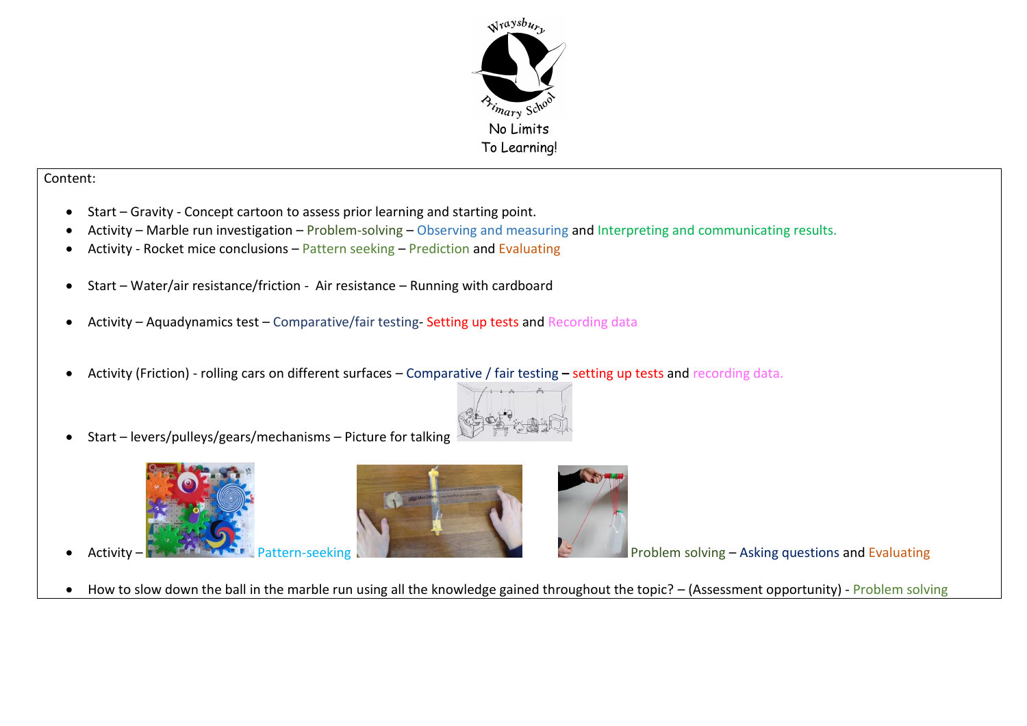No Limits To Learning!

Content:

- Start – Gravity - Concept cartoon to assess prior learning and starting point.
- Activity – Marble run investigation – Problem-solving – Observing and measuring and Interpreting and communicating results.
- Activity - Rocket mice conclusions – Pattern seeking – Prediction and Evaluating

- Start – Water/air resistance/friction - Air resistance – Running with cardboard

- Activity – Aquadynamics test – Comparative/fair testing- Setting up tests and Recording data

- Activity (Friction) - rolling cars on different surfaces – Comparative / fair testing – setting up tests and recording data.

- Start – levers/pulleys/gears/mechanisms – Picture for talking

- Activity – Pattern-seeking Problem solving – Asking questions and Evaluating

- How to slow down the ball in the marble run using all the knowledge gained throughout the topic? – (Assessment opportunity) - Problem solving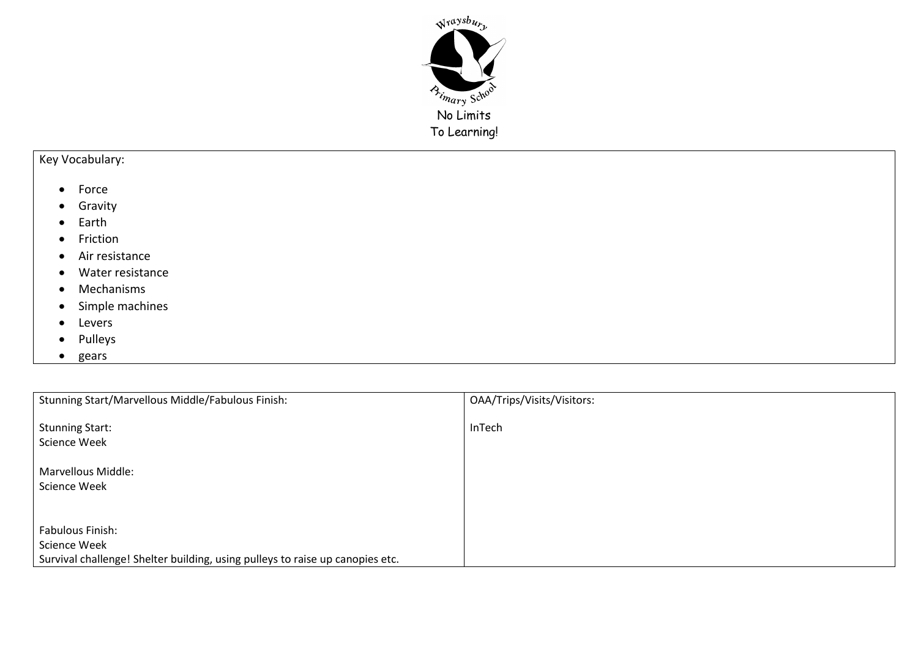No Limits
To Learning!

Key Vocabulary:

- Force
- Gravity
- Earth
- Friction
- Air resistance
- Water resistance
- Mechanisms
- Simple machines
- Levers
- Pulleys
- gears

| Stunning Start/Marvellous Middle/Fabulous Finish: | OAA/Trips/Visits/Visitors: |
|---|---|
| Stunning Start:<br>Science Week<br><br>Marvellous Middle:<br>Science Week<br><br>Fabulous Finish:<br>Science Week<br>Survival challenge! Shelter building, using pulleys to raise up canopies etc. | InTech |